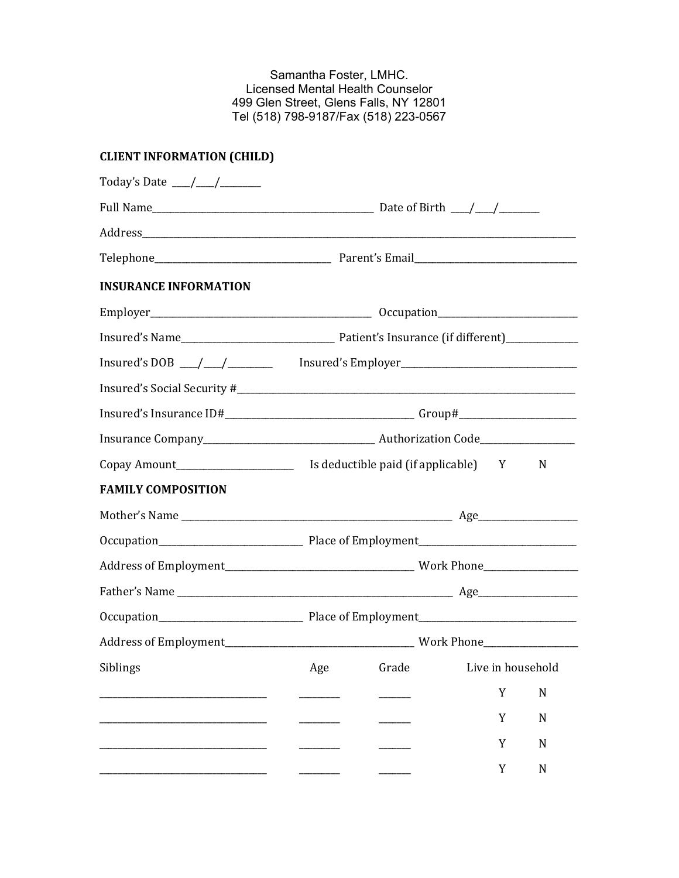Samantha Foster, LMHC.
Licensed Mental Health Counselor
499 Glen Street, Glens Falls, NY 12801
Tel (518) 798-9187/Fax (518) 223-0567

**CLIENT INFORMATION (CHILD)**

Today's Date ____/____/_________

Full Name_______________________________________________ Date of Birth ____/____/_________

Address_______________________________________________________________________________________________

Telephone____________________________________ Parent's Email___________________________________

**INSURANCE INFORMATION**

Employer_______________________________________________ Occupation_____________________________

Insured's Name________________________________ Patient's Insurance (if different)_______________

Insured's DOB ____/____/_________ Insured's Employer_____________________________________

Insured's Social Security #__________________________________________________________________________

Insured's Insurance ID#_______________________________________ Group#_________________________

Insurance Company___________________________________ Authorization Code____________________

Copay Amount________________________ Is deductible paid (if applicable) Y N

**FAMILY COMPOSITION**

Mother's Name ___________________________________________________________ Age_____________________

Occupation______________________________ Place of Employment_________________________________

Address of Employment_______________________________________ Work Phone____________________

Father's Name ___________________________________________________________ Age_____________________

Occupation______________________________ Place of Employment_________________________________

Address of Employment_______________________________________ Work Phone____________________

| Siblings | Age | Grade | Live in household |
|---|---|---|---|
| ___________________________________ | _________ | _______ | Y N |
| ___________________________________ | _________ | _______ | Y N |
| ___________________________________ | _________ | _______ | Y N |
| ___________________________________ | _________ | _______ | Y N |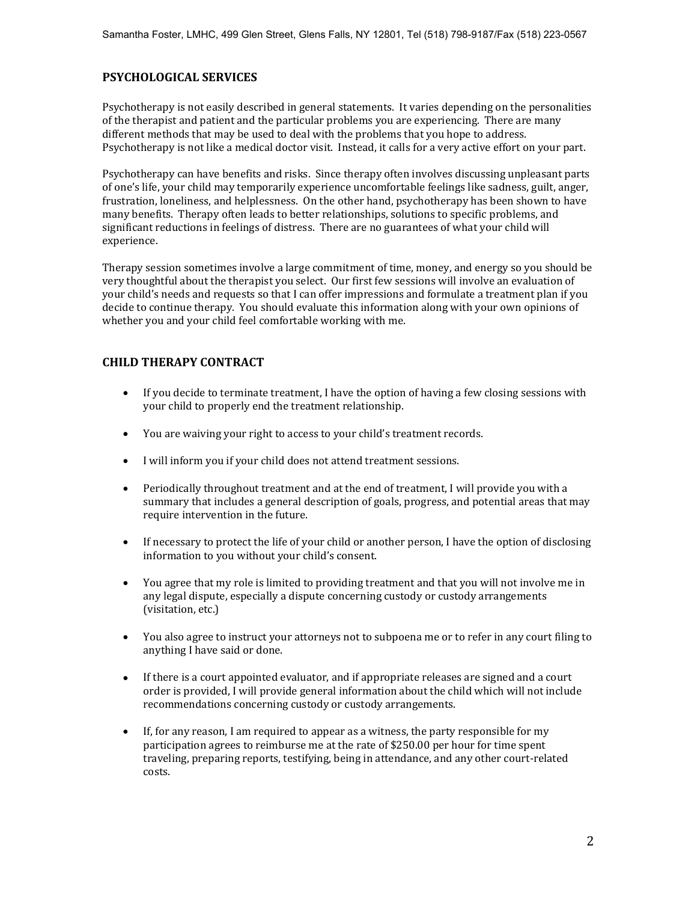## PSYCHOLOGICAL SERVICES

Psychotherapy is not easily described in general statements. It varies depending on the personalities of the therapist and patient and the particular problems you are experiencing. There are many different methods that may be used to deal with the problems that you hope to address. Psychotherapy is not like a medical doctor visit. Instead, it calls for a very active effort on your part.

Psychotherapy can have benefits and risks. Since therapy often involves discussing unpleasant parts of one's life, your child may temporarily experience uncomfortable feelings like sadness, guilt, anger, frustration, loneliness, and helplessness. On the other hand, psychotherapy has been shown to have many benefits. Therapy often leads to better relationships, solutions to specific problems, and significant reductions in feelings of distress. There are no guarantees of what your child will experience.

Therapy session sometimes involve a large commitment of time, money, and energy so you should be very thoughtful about the therapist you select. Our first few sessions will involve an evaluation of your child's needs and requests so that I can offer impressions and formulate a treatment plan if you decide to continue therapy. You should evaluate this information along with your own opinions of whether you and your child feel comfortable working with me.

## CHILD THERAPY CONTRACT

- If you decide to terminate treatment, I have the option of having a few closing sessions with your child to properly end the treatment relationship.
- You are waiving your right to access to your child's treatment records.
- I will inform you if your child does not attend treatment sessions.
- Periodically throughout treatment and at the end of treatment, I will provide you with a summary that includes a general description of goals, progress, and potential areas that may require intervention in the future.
- If necessary to protect the life of your child or another person, I have the option of disclosing information to you without your child's consent.
- You agree that my role is limited to providing treatment and that you will not involve me in any legal dispute, especially a dispute concerning custody or custody arrangements (visitation, etc.)
- You also agree to instruct your attorneys not to subpoena me or to refer in any court filing to anything I have said or done.
- If there is a court appointed evaluator, and if appropriate releases are signed and a court order is provided, I will provide general information about the child which will not include recommendations concerning custody or custody arrangements.
- If, for any reason, I am required to appear as a witness, the party responsible for my participation agrees to reimburse me at the rate of $250.00 per hour for time spent traveling, preparing reports, testifying, being in attendance, and any other court-related costs.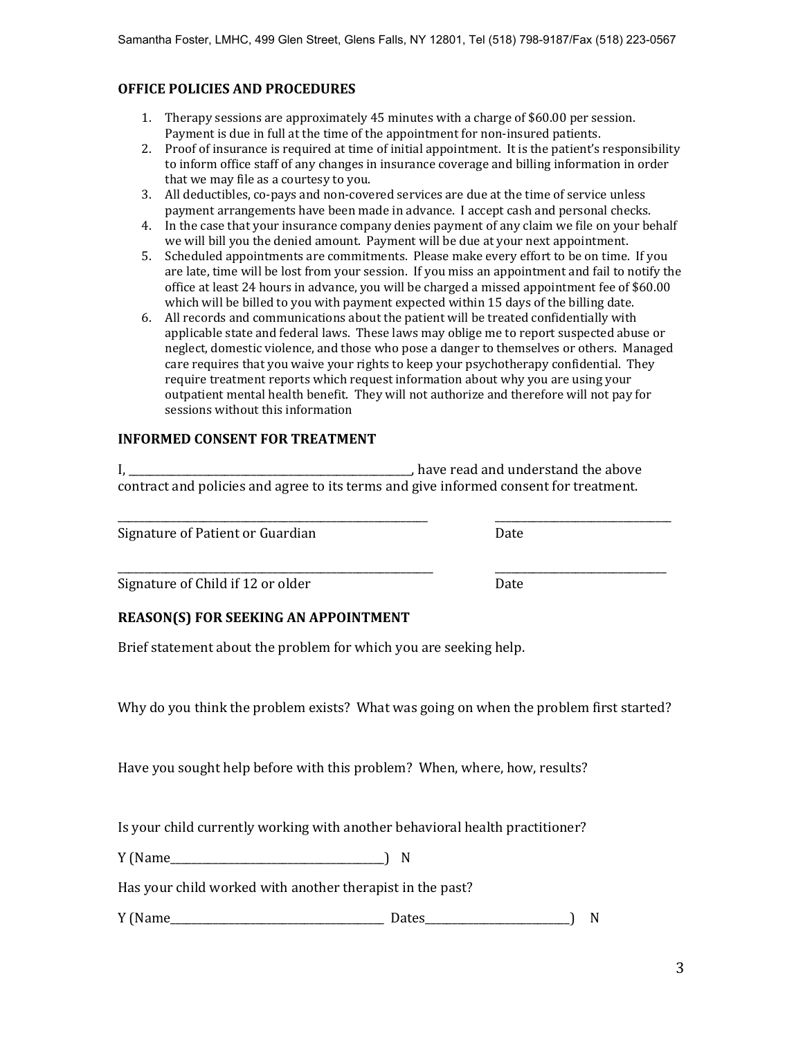## OFFICE POLICIES AND PROCEDURES

1. Therapy sessions are approximately 45 minutes with a charge of $60.00 per session. Payment is due in full at the time of the appointment for non-insured patients.
2. Proof of insurance is required at time of initial appointment. It is the patient's responsibility to inform office staff of any changes in insurance coverage and billing information in order that we may file as a courtesy to you.
3. All deductibles, co-pays and non-covered services are due at the time of service unless payment arrangements have been made in advance. I accept cash and personal checks.
4. In the case that your insurance company denies payment of any claim we file on your behalf we will bill you the denied amount. Payment will be due at your next appointment.
5. Scheduled appointments are commitments. Please make every effort to be on time. If you are late, time will be lost from your session. If you miss an appointment and fail to notify the office at least 24 hours in advance, you will be charged a missed appointment fee of $60.00 which will be billed to you with payment expected within 15 days of the billing date.
6. All records and communications about the patient will be treated confidentially with applicable state and federal laws. These laws may oblige me to report suspected abuse or neglect, domestic violence, and those who pose a danger to themselves or others. Managed care requires that you waive your rights to keep your psychotherapy confidential. They require treatment reports which request information about why you are using your outpatient mental health benefit. They will not authorize and therefore will not pay for sessions without this information

## INFORMED CONSENT FOR TREATMENT

I, ______________________________, have read and understand the above contract and policies and agree to its terms and give informed consent for treatment.

______________________________ ____________________
Signature of Patient or Guardian Date

______________________________ ____________________
Signature of Child if 12 or older Date

## REASON(S) FOR SEEKING AN APPOINTMENT

Brief statement about the problem for which you are seeking help.

Why do you think the problem exists? What was going on when the problem first started?

Have you sought help before with this problem? When, where, how, results?

Is your child currently working with another behavioral health practitioner?

Y (Name______________________) N

Has your child worked with another therapist in the past?

Y (Name______________________ Dates________________) N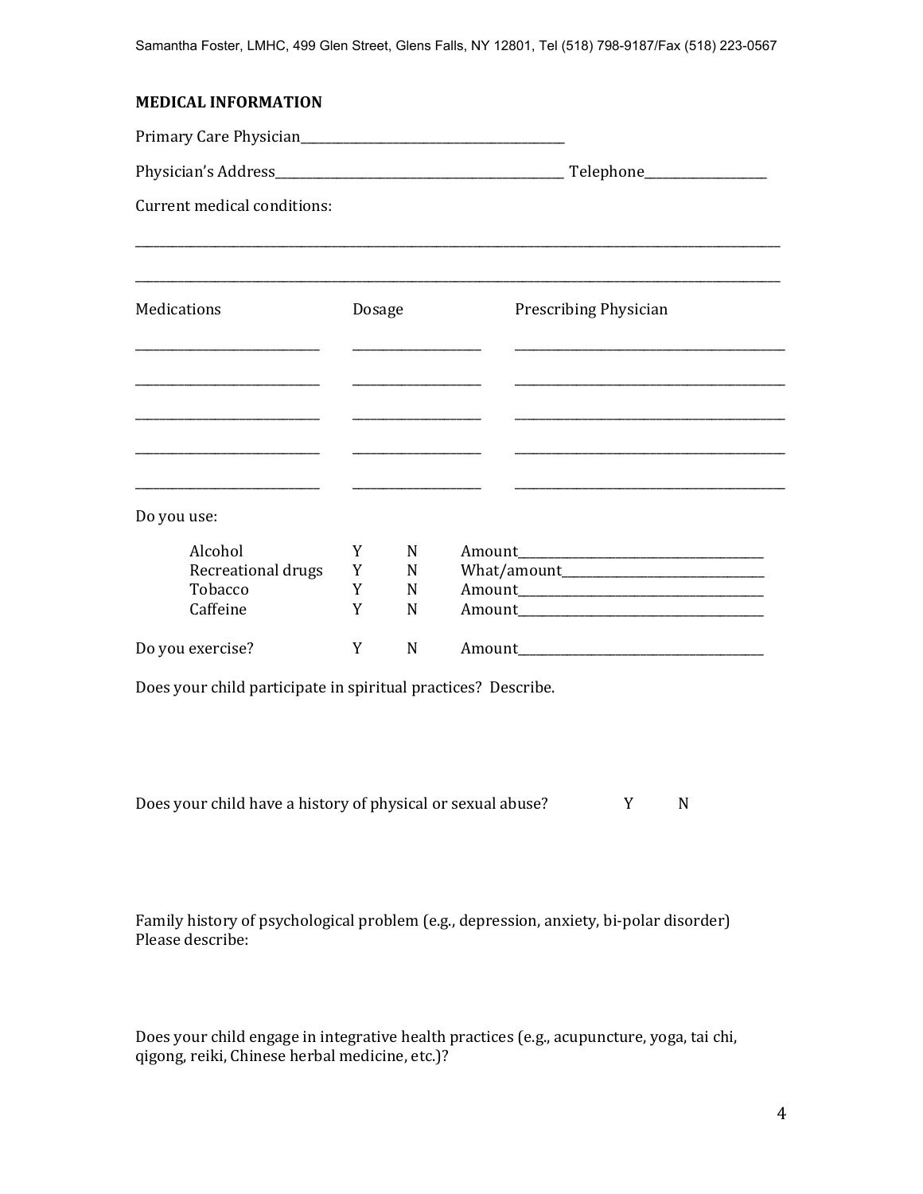**MEDICAL INFORMATION**

Primary Care Physician_______________________________________

Physician's Address____________________________________________ Telephone_________________

Current medical conditions:

___________________________________________________________________________________________

___________________________________________________________________________________________

| Medications | Dosage | Prescribing Physician |
|---|---|---|
| ____________________ | ______________ | ______________________________ |
| ____________________ | ______________ | ______________________________ |
| ____________________ | ______________ | ______________________________ |
| ____________________ | ______________ | ______________________________ |
| ____________________ | ______________ | ______________________________ |

Do you use:

| | | | |
|---|---|---|---|
| Alcohol | Y | N | Amount___________________________________ |
| Recreational drugs | Y | N | What/amount_____________________________ |
| Tobacco | Y | N | Amount___________________________________ |
| Caffeine | Y | N | Amount___________________________________ |
| Do you exercise? | Y | N | Amount___________________________________ |

Does your child participate in spiritual practices? Describe.

Does your child have a history of physical or sexual abuse? Y N

Family history of psychological problem (e.g., depression, anxiety, bi-polar disorder)
Please describe:

Does your child engage in integrative health practices (e.g., acupuncture, yoga, tai chi, qigong, reiki, Chinese herbal medicine, etc.)?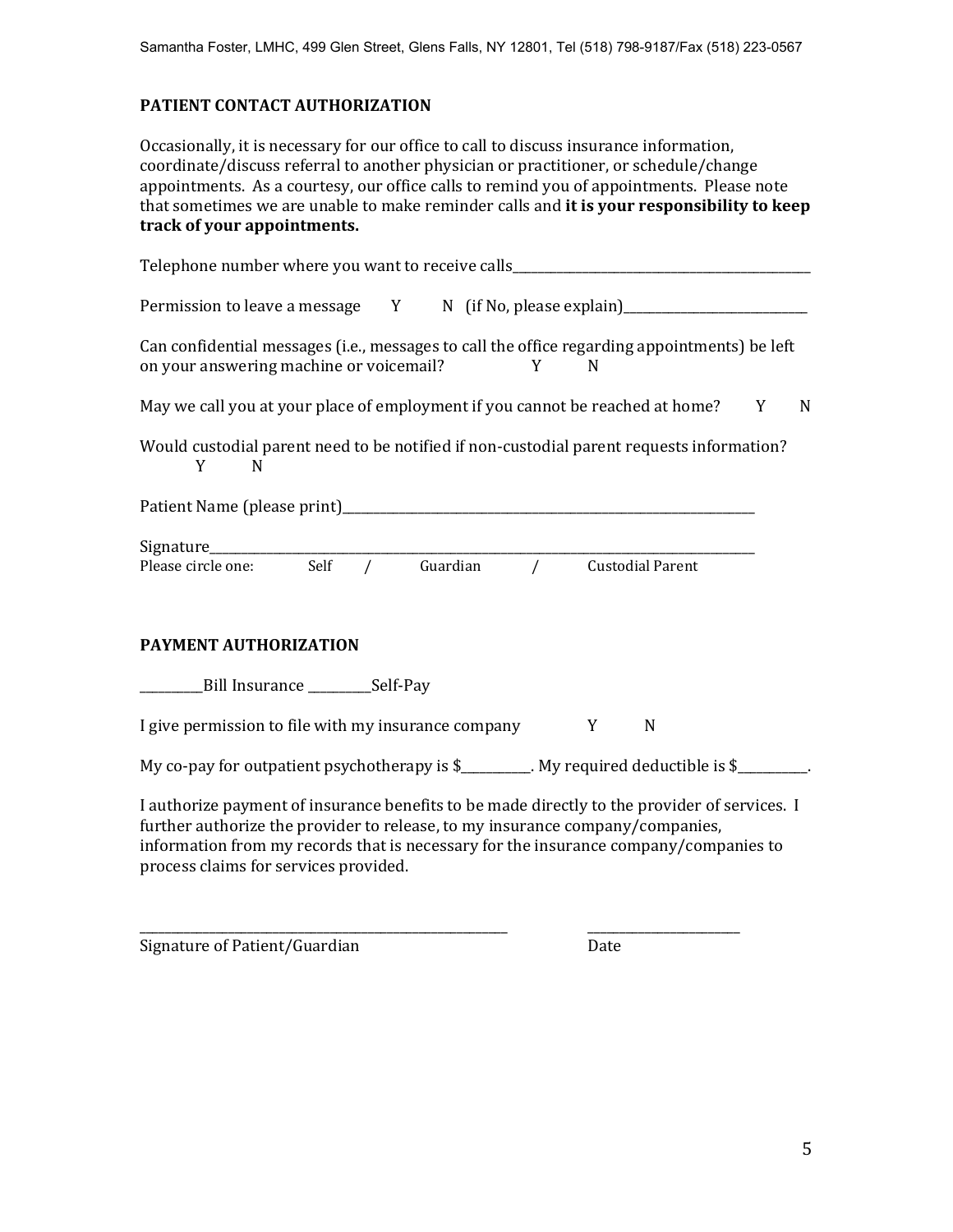## PATIENT CONTACT AUTHORIZATION

Occasionally, it is necessary for our office to call to discuss insurance information, coordinate/discuss referral to another physician or practitioner, or schedule/change appointments. As a courtesy, our office calls to remind you of appointments. Please note that sometimes we are unable to make reminder calls and **it is your responsibility to keep track of your appointments.**

Telephone number where you want to receive calls_______________________________________

Permission to leave a message Y N (if No, please explain)_______________________

Can confidential messages (i.e., messages to call the office regarding appointments) be left on your answering machine or voicemail? Y N

May we call you at your place of employment if you cannot be reached at home? Y N

Would custodial parent need to be notified if non-custodial parent requests information? Y N

Patient Name (please print)_______________________________________________________

Signature_______________________________________________________________________

Please circle one: Self / Guardian / Custodial Parent

## PAYMENT AUTHORIZATION

________Bill Insurance ________Self-Pay

I give permission to file with my insurance company Y N

My co-pay for outpatient psychotherapy is $_________. My required deductible is $_________.

I authorize payment of insurance benefits to be made directly to the provider of services. I further authorize the provider to release, to my insurance company/companies, information from my records that is necessary for the insurance company/companies to process claims for services provided.

_____________________________________________ ____________________

Signature of Patient/Guardian Date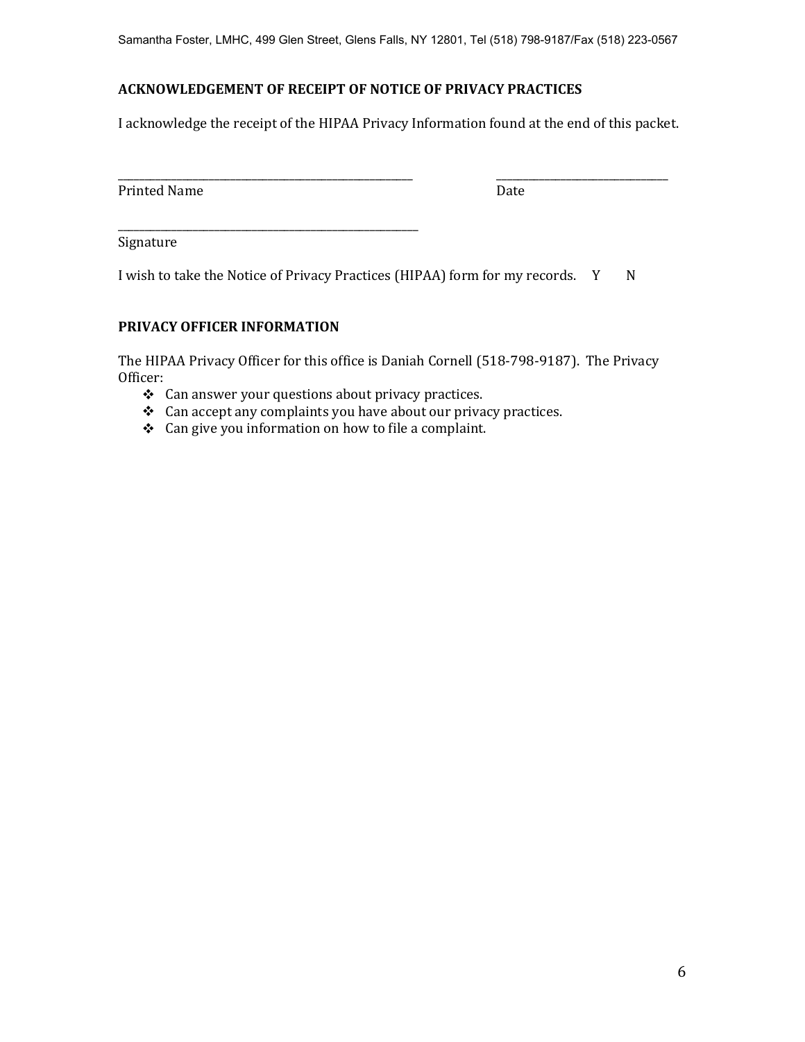## ACKNOWLEDGEMENT OF RECEIPT OF NOTICE OF PRIVACY PRACTICES

I acknowledge the receipt of the HIPAA Privacy Information found at the end of this packet.

_______________________________________________ ______________________________
Printed Name Date

_______________________________________________
Signature

I wish to take the Notice of Privacy Practices (HIPAA) form for my records. Y N

## PRIVACY OFFICER INFORMATION

The HIPAA Privacy Officer for this office is Daniah Cornell (518-798-9187). The Privacy Officer:

- Can answer your questions about privacy practices.
- Can accept any complaints you have about our privacy practices.
- Can give you information on how to file a complaint.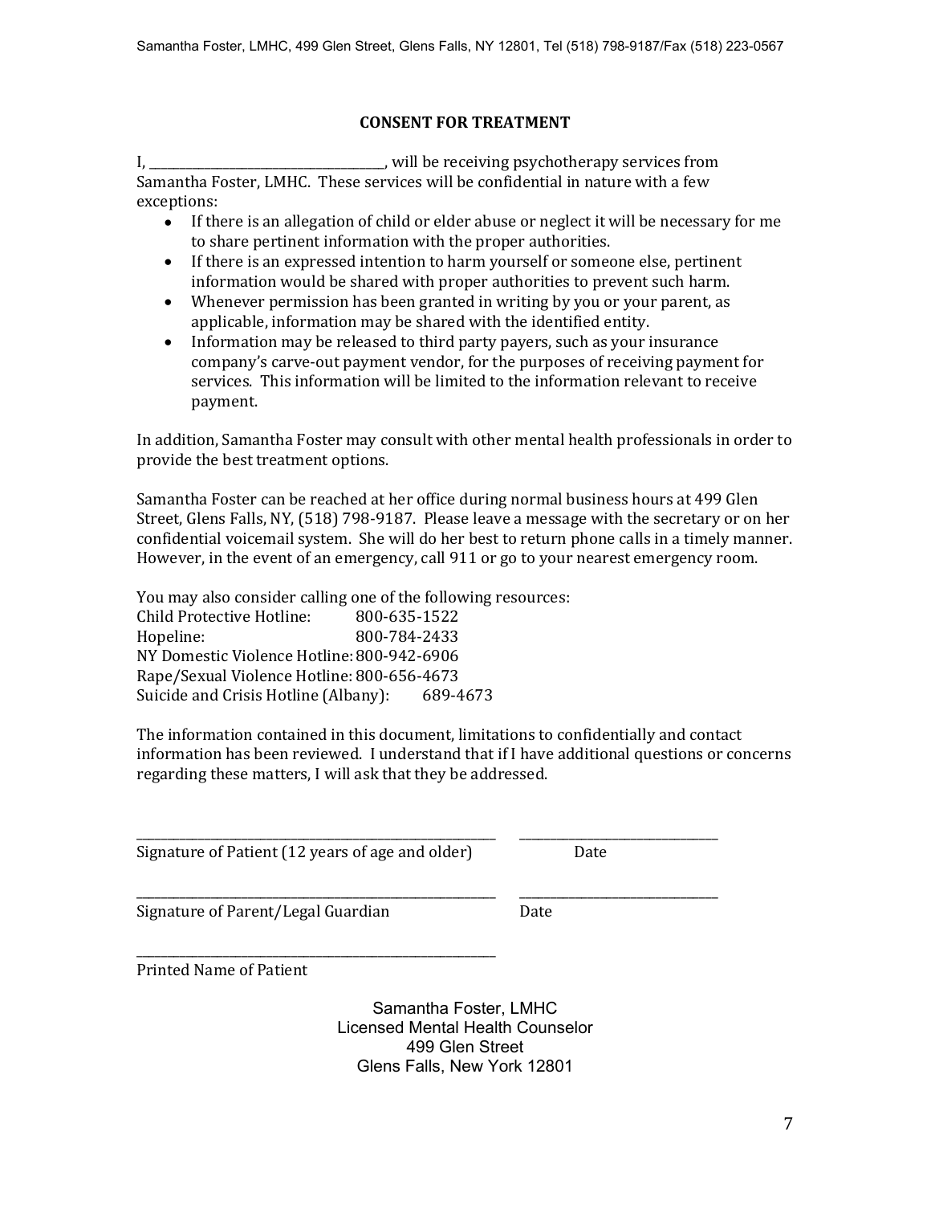## CONSENT FOR TREATMENT

I, ___________________________________, will be receiving psychotherapy services from Samantha Foster, LMHC. These services will be confidential in nature with a few exceptions:

- If there is an allegation of child or elder abuse or neglect it will be necessary for me to share pertinent information with the proper authorities.
- If there is an expressed intention to harm yourself or someone else, pertinent information would be shared with proper authorities to prevent such harm.
- Whenever permission has been granted in writing by you or your parent, as applicable, information may be shared with the identified entity.
- Information may be released to third party payers, such as your insurance company's carve-out payment vendor, for the purposes of receiving payment for services. This information will be limited to the information relevant to receive payment.

In addition, Samantha Foster may consult with other mental health professionals in order to provide the best treatment options.

Samantha Foster can be reached at her office during normal business hours at 499 Glen Street, Glens Falls, NY, (518) 798-9187. Please leave a message with the secretary or on her confidential voicemail system. She will do her best to return phone calls in a timely manner. However, in the event of an emergency, call 911 or go to your nearest emergency room.

You may also consider calling one of the following resources:

Child Protective Hotline: 800-635-1522
Hopeline: 800-784-2433
NY Domestic Violence Hotline: 800-942-6906
Rape/Sexual Violence Hotline: 800-656-4673
Suicide and Crisis Hotline (Albany): 689-4673

The information contained in this document, limitations to confidentially and contact information has been reviewed. I understand that if I have additional questions or concerns regarding these matters, I will ask that they be addressed.

_________________________________________ ______________________
Signature of Patient (12 years of age and older) Date

_________________________________________ ______________________
Signature of Parent/Legal Guardian Date

_________________________________________
Printed Name of Patient

Samantha Foster, LMHC
Licensed Mental Health Counselor
499 Glen Street
Glens Falls, New York 12801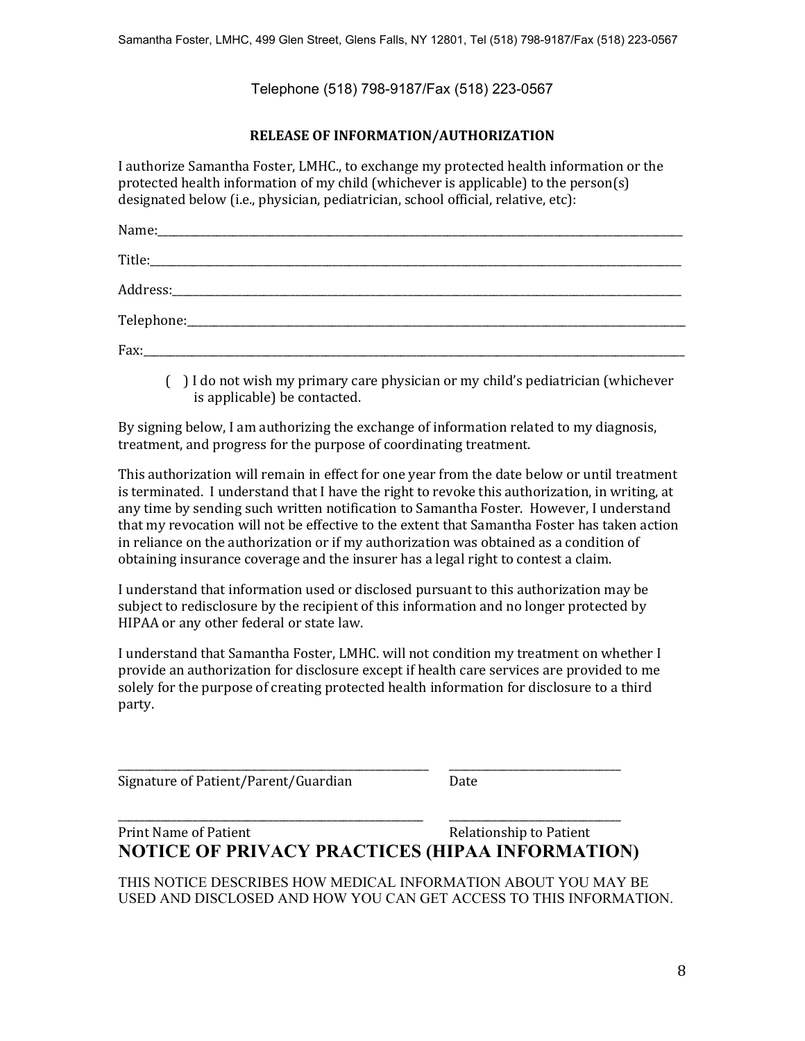Telephone (518) 798-9187/Fax (518) 223-0567

**RELEASE OF INFORMATION/AUTHORIZATION**

I authorize Samantha Foster, LMHC., to exchange my protected health information or the protected health information of my child (whichever is applicable) to the person(s) designated below (i.e., physician, pediatrician, school official, relative, etc):

Name:\_\_\_\_\_\_\_\_\_\_\_\_\_\_\_\_\_\_\_\_\_\_\_\_\_\_\_\_\_\_\_\_\_\_\_\_\_\_\_\_\_\_\_\_\_\_\_\_\_\_\_\_\_\_\_\_\_\_\_\_

Title:\_\_\_\_\_\_\_\_\_\_\_\_\_\_\_\_\_\_\_\_\_\_\_\_\_\_\_\_\_\_\_\_\_\_\_\_\_\_\_\_\_\_\_\_\_\_\_\_\_\_\_\_\_\_\_\_\_\_\_\_

Address:\_\_\_\_\_\_\_\_\_\_\_\_\_\_\_\_\_\_\_\_\_\_\_\_\_\_\_\_\_\_\_\_\_\_\_\_\_\_\_\_\_\_\_\_\_\_\_\_\_\_\_\_\_\_\_\_\_\_

Telephone:\_\_\_\_\_\_\_\_\_\_\_\_\_\_\_\_\_\_\_\_\_\_\_\_\_\_\_\_\_\_\_\_\_\_\_\_\_\_\_\_\_\_\_\_\_\_\_\_\_\_\_\_\_\_\_\_

Fax:\_\_\_\_\_\_\_\_\_\_\_\_\_\_\_\_\_\_\_\_\_\_\_\_\_\_\_\_\_\_\_\_\_\_\_\_\_\_\_\_\_\_\_\_\_\_\_\_\_\_\_\_\_\_\_\_\_\_\_\_\_\_

( ) I do not wish my primary care physician or my child's pediatrician (whichever is applicable) be contacted.

By signing below, I am authorizing the exchange of information related to my diagnosis, treatment, and progress for the purpose of coordinating treatment.

This authorization will remain in effect for one year from the date below or until treatment is terminated. I understand that I have the right to revoke this authorization, in writing, at any time by sending such written notification to Samantha Foster. However, I understand that my revocation will not be effective to the extent that Samantha Foster has taken action in reliance on the authorization or if my authorization was obtained as a condition of obtaining insurance coverage and the insurer has a legal right to contest a claim.

I understand that information used or disclosed pursuant to this authorization may be subject to redisclosure by the recipient of this information and no longer protected by HIPAA or any other federal or state law.

I understand that Samantha Foster, LMHC. will not condition my treatment on whether I provide an authorization for disclosure except if health care services are provided to me solely for the purpose of creating protected health information for disclosure to a third party.

\_\_\_\_\_\_\_\_\_\_\_\_\_\_\_\_\_\_\_\_\_\_\_\_\_\_\_\_\_\_\_\_\_\_\_\_\_\_ \_\_\_\_\_\_\_\_\_\_\_\_\_\_\_\_\_\_\_\_\_\_\_\_
Signature of Patient/Parent/Guardian Date

\_\_\_\_\_\_\_\_\_\_\_\_\_\_\_\_\_\_\_\_\_\_\_\_\_\_\_\_\_\_\_\_\_\_\_\_\_\_ \_\_\_\_\_\_\_\_\_\_\_\_\_\_\_\_\_\_\_\_\_\_\_\_
Print Name of Patient Relationship to Patient

# NOTICE OF PRIVACY PRACTICES (HIPAA INFORMATION)

THIS NOTICE DESCRIBES HOW MEDICAL INFORMATION ABOUT YOU MAY BE USED AND DISCLOSED AND HOW YOU CAN GET ACCESS TO THIS INFORMATION.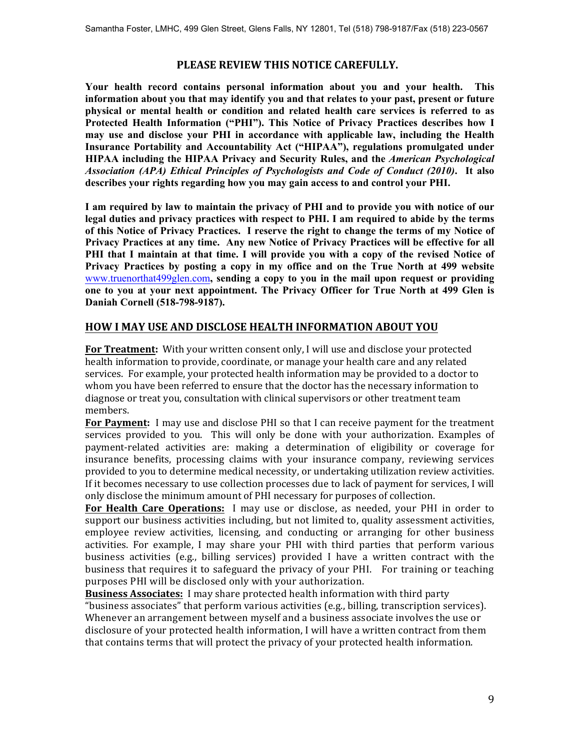## PLEASE REVIEW THIS NOTICE CAREFULLY.

**Your health record contains personal information about you and your health. This information about you that may identify you and that relates to your past, present or future physical or mental health or condition and related health care services is referred to as Protected Health Information ("PHI"). This Notice of Privacy Practices describes how I may use and disclose your PHI in accordance with applicable law, including the Health Insurance Portability and Accountability Act ("HIPAA"), regulations promulgated under HIPAA including the HIPAA Privacy and Security Rules, and the *American Psychological Association (APA) Ethical Principles of Psychologists and Code of Conduct (2010)*. It also describes your rights regarding how you may gain access to and control your PHI.**

**I am required by law to maintain the privacy of PHI and to provide you with notice of our legal duties and privacy practices with respect to PHI. I am required to abide by the terms of this Notice of Privacy Practices. I reserve the right to change the terms of my Notice of Privacy Practices at any time. Any new Notice of Privacy Practices will be effective for all PHI that I maintain at that time. I will provide you with a copy of the revised Notice of Privacy Practices by posting a copy in my office and on the True North at 499 website** www.truenorthat499glen.com**, sending a copy to you in the mail upon request or providing one to you at your next appointment. The Privacy Officer for True North at 499 Glen is Daniah Cornell (518-798-9187).**

## HOW I MAY USE AND DISCLOSE HEALTH INFORMATION ABOUT YOU

**For Treatment:** With your written consent only, I will use and disclose your protected health information to provide, coordinate, or manage your health care and any related services. For example, your protected health information may be provided to a doctor to whom you have been referred to ensure that the doctor has the necessary information to diagnose or treat you, consultation with clinical supervisors or other treatment team members.

**For Payment:** I may use and disclose PHI so that I can receive payment for the treatment services provided to you. This will only be done with your authorization. Examples of payment-related activities are: making a determination of eligibility or coverage for insurance benefits, processing claims with your insurance company, reviewing services provided to you to determine medical necessity, or undertaking utilization review activities. If it becomes necessary to use collection processes due to lack of payment for services, I will only disclose the minimum amount of PHI necessary for purposes of collection.

**For Health Care Operations:** I may use or disclose, as needed, your PHI in order to support our business activities including, but not limited to, quality assessment activities, employee review activities, licensing, and conducting or arranging for other business activities. For example, I may share your PHI with third parties that perform various business activities (e.g., billing services) provided I have a written contract with the business that requires it to safeguard the privacy of your PHI. For training or teaching purposes PHI will be disclosed only with your authorization.

**Business Associates:** I may share protected health information with third party "business associates" that perform various activities (e.g., billing, transcription services). Whenever an arrangement between myself and a business associate involves the use or disclosure of your protected health information, I will have a written contract from them that contains terms that will protect the privacy of your protected health information.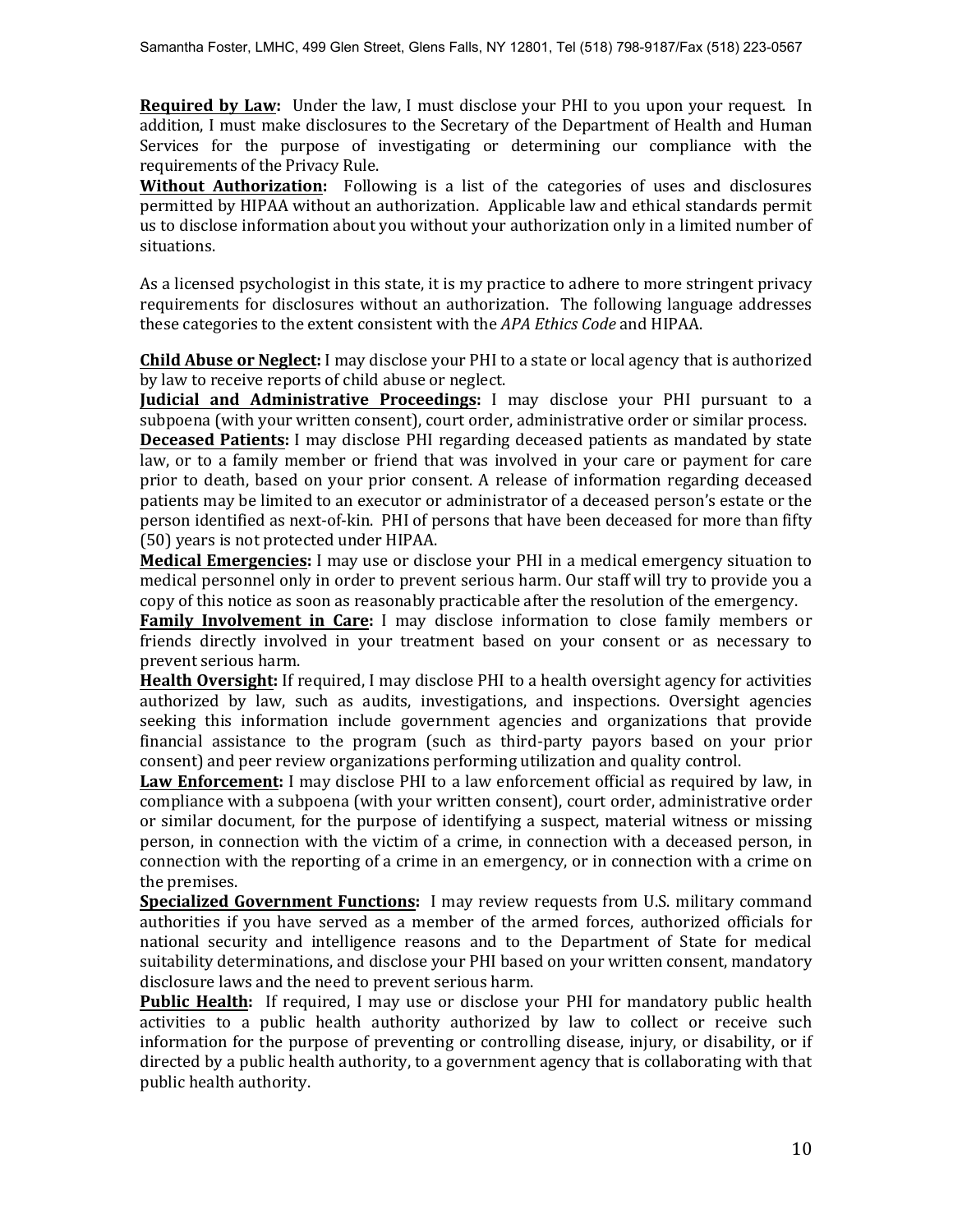**Required by Law:** Under the law, I must disclose your PHI to you upon your request. In addition, I must make disclosures to the Secretary of the Department of Health and Human Services for the purpose of investigating or determining our compliance with the requirements of the Privacy Rule.

**Without Authorization:** Following is a list of the categories of uses and disclosures permitted by HIPAA without an authorization. Applicable law and ethical standards permit us to disclose information about you without your authorization only in a limited number of situations.

As a licensed psychologist in this state, it is my practice to adhere to more stringent privacy requirements for disclosures without an authorization. The following language addresses these categories to the extent consistent with the *APA Ethics Code* and HIPAA.

**Child Abuse or Neglect:** I may disclose your PHI to a state or local agency that is authorized by law to receive reports of child abuse or neglect.

**Judicial and Administrative Proceedings:** I may disclose your PHI pursuant to a subpoena (with your written consent), court order, administrative order or similar process.

**Deceased Patients:** I may disclose PHI regarding deceased patients as mandated by state law, or to a family member or friend that was involved in your care or payment for care prior to death, based on your prior consent. A release of information regarding deceased patients may be limited to an executor or administrator of a deceased person's estate or the person identified as next-of-kin. PHI of persons that have been deceased for more than fifty (50) years is not protected under HIPAA.

**Medical Emergencies:** I may use or disclose your PHI in a medical emergency situation to medical personnel only in order to prevent serious harm. Our staff will try to provide you a copy of this notice as soon as reasonably practicable after the resolution of the emergency.

**Family Involvement in Care:** I may disclose information to close family members or friends directly involved in your treatment based on your consent or as necessary to prevent serious harm.

**Health Oversight:** If required, I may disclose PHI to a health oversight agency for activities authorized by law, such as audits, investigations, and inspections. Oversight agencies seeking this information include government agencies and organizations that provide financial assistance to the program (such as third-party payors based on your prior consent) and peer review organizations performing utilization and quality control.

**Law Enforcement:** I may disclose PHI to a law enforcement official as required by law, in compliance with a subpoena (with your written consent), court order, administrative order or similar document, for the purpose of identifying a suspect, material witness or missing person, in connection with the victim of a crime, in connection with a deceased person, in connection with the reporting of a crime in an emergency, or in connection with a crime on the premises.

**Specialized Government Functions:** I may review requests from U.S. military command authorities if you have served as a member of the armed forces, authorized officials for national security and intelligence reasons and to the Department of State for medical suitability determinations, and disclose your PHI based on your written consent, mandatory disclosure laws and the need to prevent serious harm.

**Public Health:** If required, I may use or disclose your PHI for mandatory public health activities to a public health authority authorized by law to collect or receive such information for the purpose of preventing or controlling disease, injury, or disability, or if directed by a public health authority, to a government agency that is collaborating with that public health authority.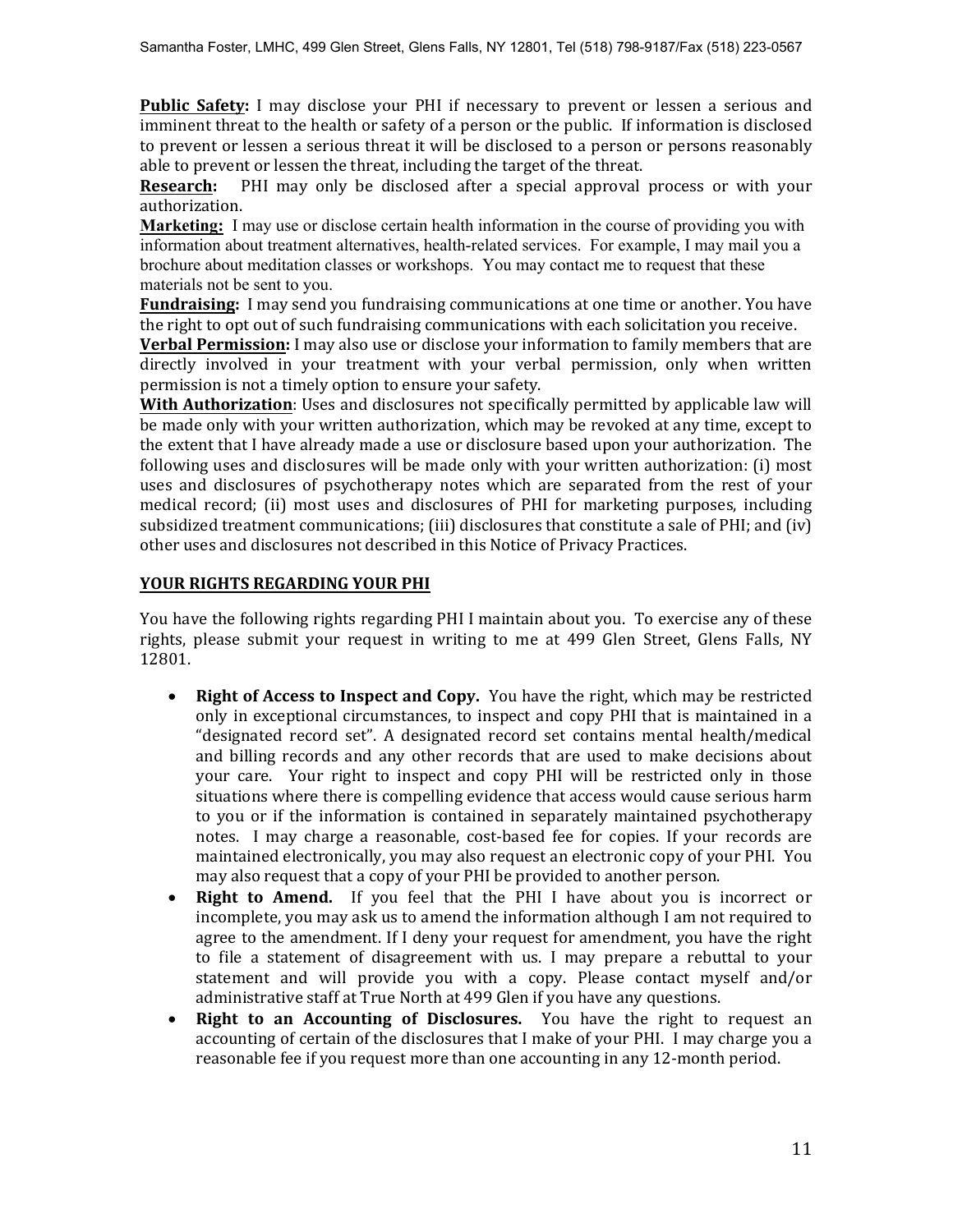**Public Safety:** I may disclose your PHI if necessary to prevent or lessen a serious and imminent threat to the health or safety of a person or the public. If information is disclosed to prevent or lessen a serious threat it will be disclosed to a person or persons reasonably able to prevent or lessen the threat, including the target of the threat.

**Research:** PHI may only be disclosed after a special approval process or with your authorization.

**Marketing:** I may use or disclose certain health information in the course of providing you with information about treatment alternatives, health-related services. For example, I may mail you a brochure about meditation classes or workshops. You may contact me to request that these materials not be sent to you.

**Fundraising:** I may send you fundraising communications at one time or another. You have the right to opt out of such fundraising communications with each solicitation you receive.

**Verbal Permission:** I may also use or disclose your information to family members that are directly involved in your treatment with your verbal permission, only when written permission is not a timely option to ensure your safety.

**With Authorization**: Uses and disclosures not specifically permitted by applicable law will be made only with your written authorization, which may be revoked at any time, except to the extent that I have already made a use or disclosure based upon your authorization. The following uses and disclosures will be made only with your written authorization: (i) most uses and disclosures of psychotherapy notes which are separated from the rest of your medical record; (ii) most uses and disclosures of PHI for marketing purposes, including subsidized treatment communications; (iii) disclosures that constitute a sale of PHI; and (iv) other uses and disclosures not described in this Notice of Privacy Practices.

## YOUR RIGHTS REGARDING YOUR PHI

You have the following rights regarding PHI I maintain about you. To exercise any of these rights, please submit your request in writing to me at 499 Glen Street, Glens Falls, NY 12801.

- **Right of Access to Inspect and Copy.** You have the right, which may be restricted only in exceptional circumstances, to inspect and copy PHI that is maintained in a "designated record set". A designated record set contains mental health/medical and billing records and any other records that are used to make decisions about your care. Your right to inspect and copy PHI will be restricted only in those situations where there is compelling evidence that access would cause serious harm to you or if the information is contained in separately maintained psychotherapy notes. I may charge a reasonable, cost-based fee for copies. If your records are maintained electronically, you may also request an electronic copy of your PHI. You may also request that a copy of your PHI be provided to another person.
- **Right to Amend.** If you feel that the PHI I have about you is incorrect or incomplete, you may ask us to amend the information although I am not required to agree to the amendment. If I deny your request for amendment, you have the right to file a statement of disagreement with us. I may prepare a rebuttal to your statement and will provide you with a copy. Please contact myself and/or administrative staff at True North at 499 Glen if you have any questions.
- **Right to an Accounting of Disclosures.** You have the right to request an accounting of certain of the disclosures that I make of your PHI. I may charge you a reasonable fee if you request more than one accounting in any 12-month period.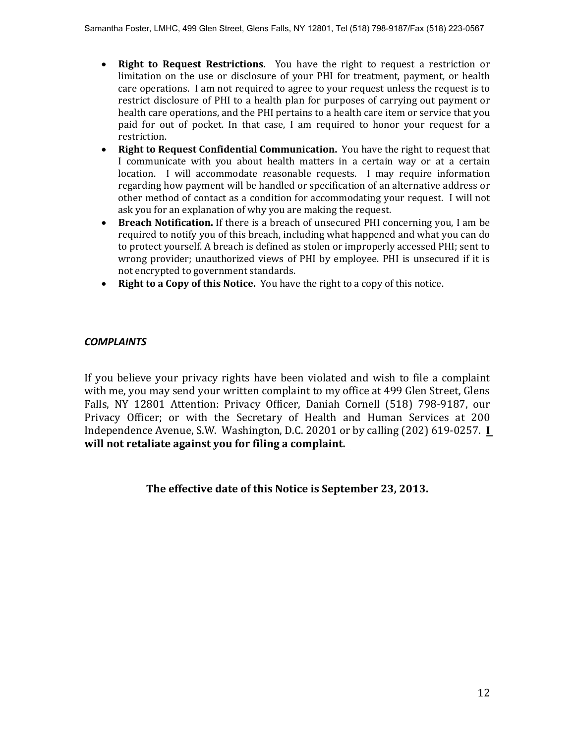- **Right to Request Restrictions.** You have the right to request a restriction or limitation on the use or disclosure of your PHI for treatment, payment, or health care operations. I am not required to agree to your request unless the request is to restrict disclosure of PHI to a health plan for purposes of carrying out payment or health care operations, and the PHI pertains to a health care item or service that you paid for out of pocket. In that case, I am required to honor your request for a restriction.
- **Right to Request Confidential Communication.** You have the right to request that I communicate with you about health matters in a certain way or at a certain location. I will accommodate reasonable requests. I may require information regarding how payment will be handled or specification of an alternative address or other method of contact as a condition for accommodating your request. I will not ask you for an explanation of why you are making the request.
- **Breach Notification.** If there is a breach of unsecured PHI concerning you, I am be required to notify you of this breach, including what happened and what you can do to protect yourself. A breach is defined as stolen or improperly accessed PHI; sent to wrong provider; unauthorized views of PHI by employee. PHI is unsecured if it is not encrypted to government standards.
- **Right to a Copy of this Notice.** You have the right to a copy of this notice.

***COMPLAINTS***

If you believe your privacy rights have been violated and wish to file a complaint with me, you may send your written complaint to my office at 499 Glen Street, Glens Falls, NY 12801 Attention: Privacy Officer, Daniah Cornell (518) 798-9187, our Privacy Officer; or with the Secretary of Health and Human Services at 200 Independence Avenue, S.W. Washington, D.C. 20201 or by calling (202) 619-0257. **I will not retaliate against you for filing a complaint.**

**The effective date of this Notice is September 23, 2013.**